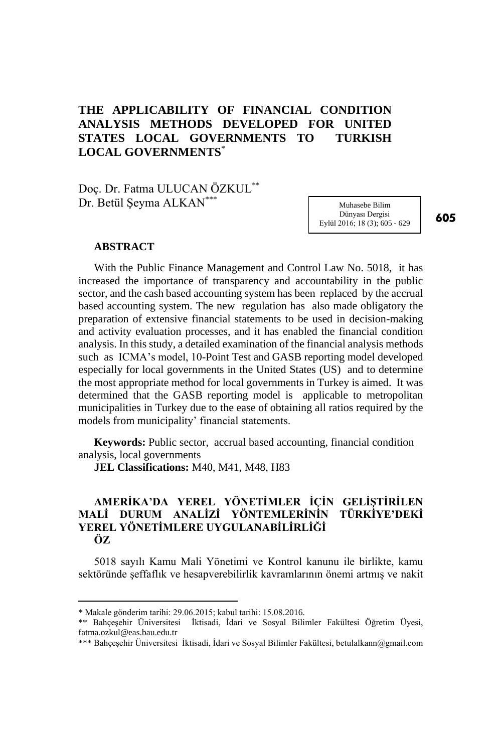# THE APPLICABILITY OF FINANCIAL CONDITION ANALYSIS METHODS DEVELOPED FOR UNITED STATES LOCAL GOVERNMENTS TO TURKISH LOCAL GOVERNMENTS[*]

Doç. Dr. Fatma ULUCAN ÖZKUL[**]
Dr. Betül Şeyma ALKAN[***]

## ABSTRACT

With the Public Finance Management and Control Law No. 5018, it has increased the importance of transparency and accountability in the public sector, and the cash based accounting system has been replaced by the accrual based accounting system. The new regulation has also made obligatory the preparation of extensive financial statements to be used in decision-making and activity evaluation processes, and it has enabled the financial condition analysis. In this study, a detailed examination of the financial analysis methods such as ICMA's model, 10-Point Test and GASB reporting model developed especially for local governments in the United States (US) and to determine the most appropriate method for local governments in Turkey is aimed. It was determined that the GASB reporting model is applicable to metropolitan municipalities in Turkey due to the ease of obtaining all ratios required by the models from municipality' financial statements.

**Keywords:** Public sector, accrual based accounting, financial condition analysis, local governments

**JEL Classifications:** M40, M41, M48, H83

## AMERİKA'DA YEREL YÖNETİMLER İÇİN GELİŞTİRİLEN MALİ DURUM ANALİZİ YÖNTEMLERİNİN TÜRKİYE'DEKİ YEREL YÖNETİMLERE UYGULANABİLİRLİĞİ

## ÖZ

5018 sayılı Kamu Mali Yönetimi ve Kontrol kanunu ile birlikte, kamu sektöründe şeffaflık ve hesapverebilirlik kavramlarının önemi artmış ve nakit

---

\* Makale gönderim tarihi: 29.06.2015; kabul tarihi: 15.08.2016.

\*\* Bahçeşehir Üniversitesi İktisadi, İdari ve Sosyal Bilimler Fakültesi Öğretim Üyesi, fatma.ozkul@eas.bau.edu.tr

\*\*\* Bahçeşehir Üniversitesi İktisadi, İdari ve Sosyal Bilimler Fakültesi, betulalkann@gmail.com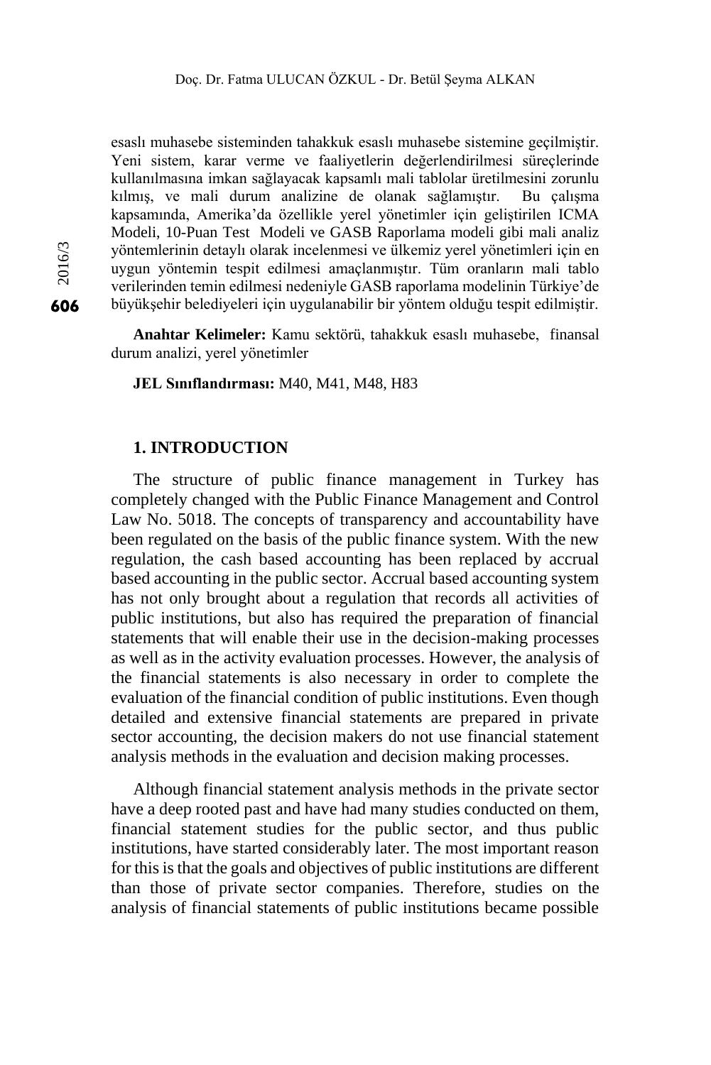esaslı muhasebe sisteminden tahakkuk esaslı muhasebe sistemine geçilmiştir. Yeni sistem, karar verme ve faaliyetlerin değerlendirilmesi süreçlerinde kullanılmasına imkan sağlayacak kapsamlı mali tablolar üretilmesini zorunlu kılmış, ve mali durum analizine de olanak sağlamıştır. Bu çalışma kapsamında, Amerika'da özellikle yerel yönetimler için geliştirilen ICMA Modeli, 10-Puan Test Modeli ve GASB Raporlama modeli gibi mali analiz yöntemlerinin detaylı olarak incelenmesi ve ülkemiz yerel yönetimleri için en uygun yöntemin tespit edilmesi amaçlanmıştır. Tüm oranların mali tablo verilerinden temin edilmesi nedeniyle GASB raporlama modelinin Türkiye'de büyükşehir belediyeleri için uygulanabilir bir yöntem olduğu tespit edilmiştir.

**Anahtar Kelimeler:** Kamu sektörü, tahakkuk esaslı muhasebe, finansal durum analizi, yerel yönetimler

**JEL Sınıflandırması:** M40, M41, M48, H83

## 1. INTRODUCTION

The structure of public finance management in Turkey has completely changed with the Public Finance Management and Control Law No. 5018. The concepts of transparency and accountability have been regulated on the basis of the public finance system. With the new regulation, the cash based accounting has been replaced by accrual based accounting in the public sector. Accrual based accounting system has not only brought about a regulation that records all activities of public institutions, but also has required the preparation of financial statements that will enable their use in the decision-making processes as well as in the activity evaluation processes. However, the analysis of the financial statements is also necessary in order to complete the evaluation of the financial condition of public institutions. Even though detailed and extensive financial statements are prepared in private sector accounting, the decision makers do not use financial statement analysis methods in the evaluation and decision making processes.

Although financial statement analysis methods in the private sector have a deep rooted past and have had many studies conducted on them, financial statement studies for the public sector, and thus public institutions, have started considerably later. The most important reason for this is that the goals and objectives of public institutions are different than those of private sector companies. Therefore, studies on the analysis of financial statements of public institutions became possible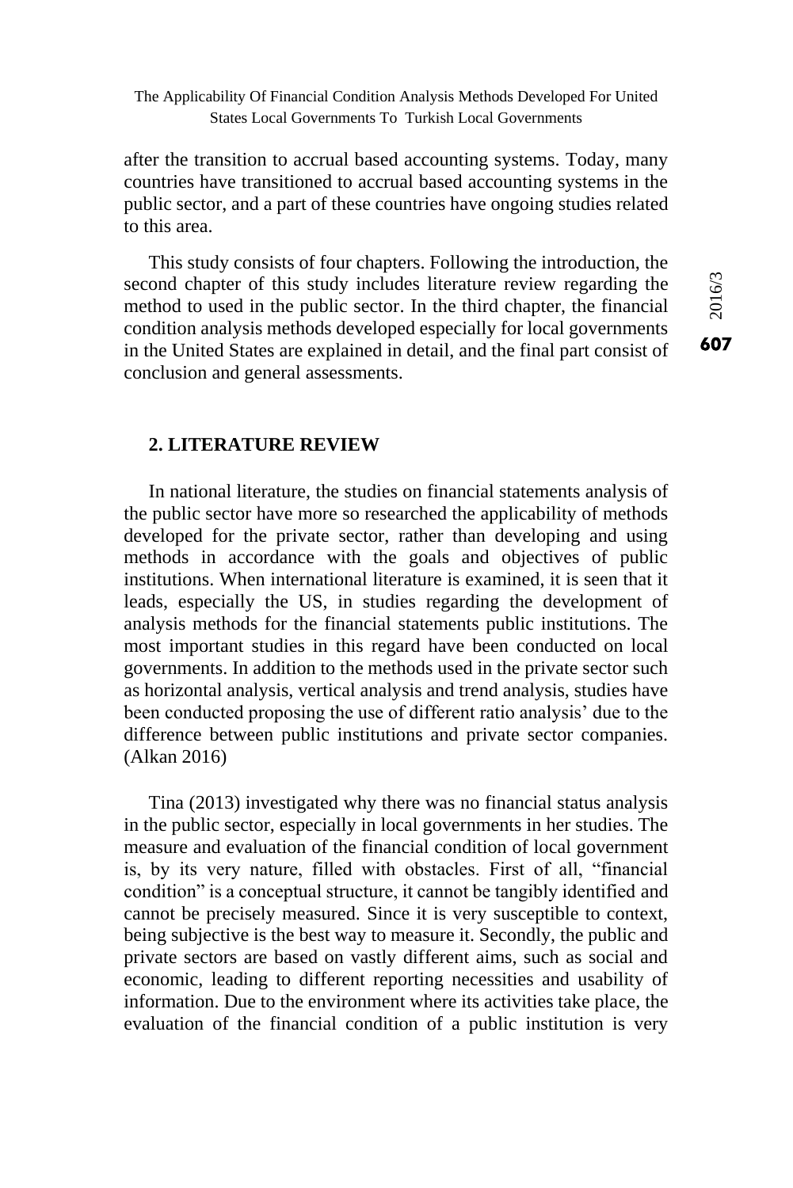after the transition to accrual based accounting systems. Today, many countries have transitioned to accrual based accounting systems in the public sector, and a part of these countries have ongoing studies related to this area.

This study consists of four chapters. Following the introduction, the second chapter of this study includes literature review regarding the method to used in the public sector. In the third chapter, the financial condition analysis methods developed especially for local governments in the United States are explained in detail, and the final part consist of conclusion and general assessments.

## 2. LITERATURE REVIEW

In national literature, the studies on financial statements analysis of the public sector have more so researched the applicability of methods developed for the private sector, rather than developing and using methods in accordance with the goals and objectives of public institutions. When international literature is examined, it is seen that it leads, especially the US, in studies regarding the development of analysis methods for the financial statements public institutions. The most important studies in this regard have been conducted on local governments. In addition to the methods used in the private sector such as horizontal analysis, vertical analysis and trend analysis, studies have been conducted proposing the use of different ratio analysis' due to the difference between public institutions and private sector companies. (Alkan 2016)

Tina (2013) investigated why there was no financial status analysis in the public sector, especially in local governments in her studies. The measure and evaluation of the financial condition of local government is, by its very nature, filled with obstacles. First of all, "financial condition" is a conceptual structure, it cannot be tangibly identified and cannot be precisely measured. Since it is very susceptible to context, being subjective is the best way to measure it. Secondly, the public and private sectors are based on vastly different aims, such as social and economic, leading to different reporting necessities and usability of information. Due to the environment where its activities take place, the evaluation of the financial condition of a public institution is very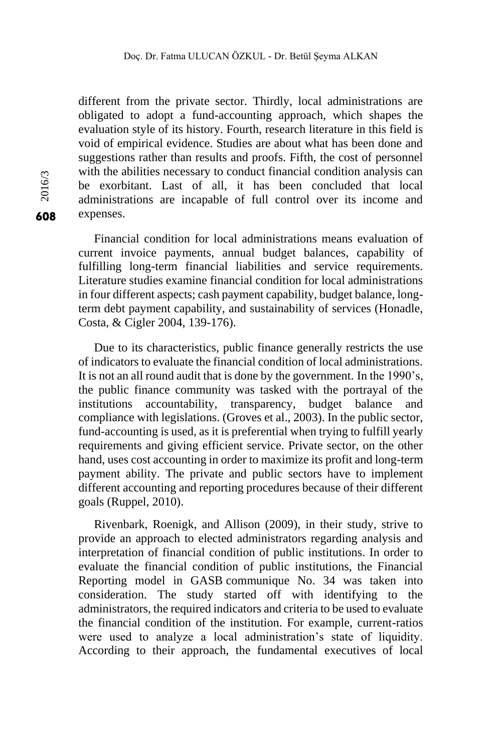different from the private sector. Thirdly, local administrations are obligated to adopt a fund-accounting approach, which shapes the evaluation style of its history. Fourth, research literature in this field is void of empirical evidence. Studies are about what has been done and suggestions rather than results and proofs. Fifth, the cost of personnel with the abilities necessary to conduct financial condition analysis can be exorbitant. Last of all, it has been concluded that local administrations are incapable of full control over its income and expenses.

Financial condition for local administrations means evaluation of current invoice payments, annual budget balances, capability of fulfilling long-term financial liabilities and service requirements. Literature studies examine financial condition for local administrations in four different aspects; cash payment capability, budget balance, long-term debt payment capability, and sustainability of services (Honadle, Costa, & Cigler 2004, 139-176).

Due to its characteristics, public finance generally restricts the use of indicators to evaluate the financial condition of local administrations. It is not an all round audit that is done by the government. In the 1990's, the public finance community was tasked with the portrayal of the institutions accountability, transparency, budget balance and compliance with legislations. (Groves et al., 2003). In the public sector, fund-accounting is used, as it is preferential when trying to fulfill yearly requirements and giving efficient service. Private sector, on the other hand, uses cost accounting in order to maximize its profit and long-term payment ability. The private and public sectors have to implement different accounting and reporting procedures because of their different goals (Ruppel, 2010).

Rivenbark, Roenigk, and Allison (2009), in their study, strive to provide an approach to elected administrators regarding analysis and interpretation of financial condition of public institutions. In order to evaluate the financial condition of public institutions, the Financial Reporting model in GASB communique No. 34 was taken into consideration. The study started off with identifying to the administrators, the required indicators and criteria to be used to evaluate the financial condition of the institution. For example, current-ratios were used to analyze a local administration's state of liquidity. According to their approach, the fundamental executives of local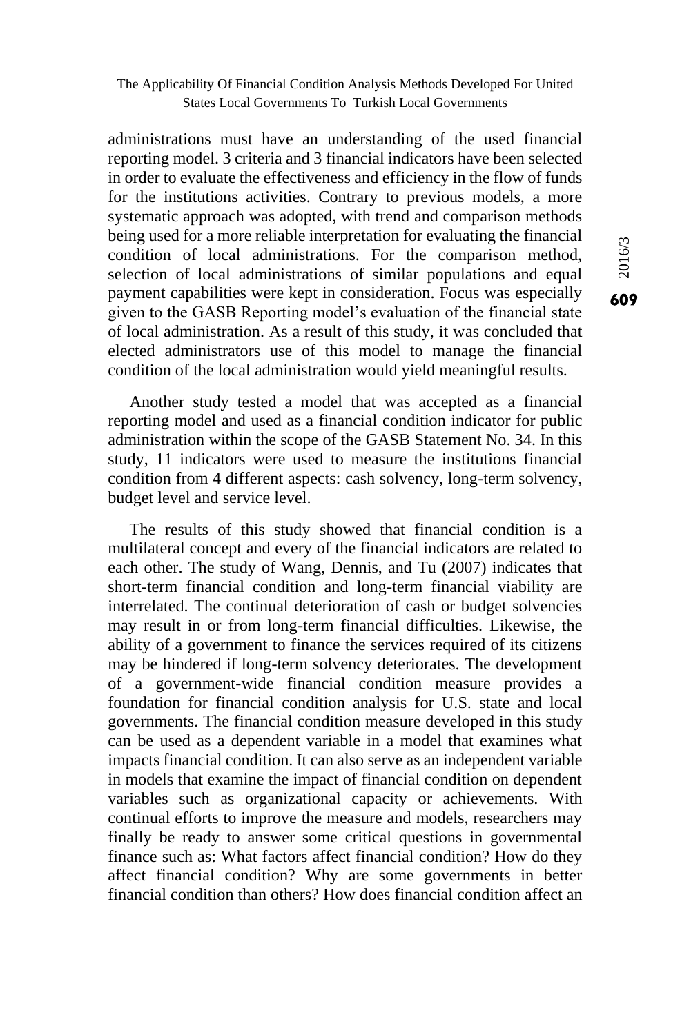administrations must have an understanding of the used financial reporting model. 3 criteria and 3 financial indicators have been selected in order to evaluate the effectiveness and efficiency in the flow of funds for the institutions activities. Contrary to previous models, a more systematic approach was adopted, with trend and comparison methods being used for a more reliable interpretation for evaluating the financial condition of local administrations. For the comparison method, selection of local administrations of similar populations and equal payment capabilities were kept in consideration. Focus was especially given to the GASB Reporting model's evaluation of the financial state of local administration. As a result of this study, it was concluded that elected administrators use of this model to manage the financial condition of the local administration would yield meaningful results.

Another study tested a model that was accepted as a financial reporting model and used as a financial condition indicator for public administration within the scope of the GASB Statement No. 34. In this study, 11 indicators were used to measure the institutions financial condition from 4 different aspects: cash solvency, long-term solvency, budget level and service level.

The results of this study showed that financial condition is a multilateral concept and every of the financial indicators are related to each other. The study of Wang, Dennis, and Tu (2007) indicates that short-term financial condition and long-term financial viability are interrelated. The continual deterioration of cash or budget solvencies may result in or from long-term financial difficulties. Likewise, the ability of a government to finance the services required of its citizens may be hindered if long-term solvency deteriorates. The development of a government-wide financial condition measure provides a foundation for financial condition analysis for U.S. state and local governments. The financial condition measure developed in this study can be used as a dependent variable in a model that examines what impacts financial condition. It can also serve as an independent variable in models that examine the impact of financial condition on dependent variables such as organizational capacity or achievements. With continual efforts to improve the measure and models, researchers may finally be ready to answer some critical questions in governmental finance such as: What factors affect financial condition? How do they affect financial condition? Why are some governments in better financial condition than others? How does financial condition affect an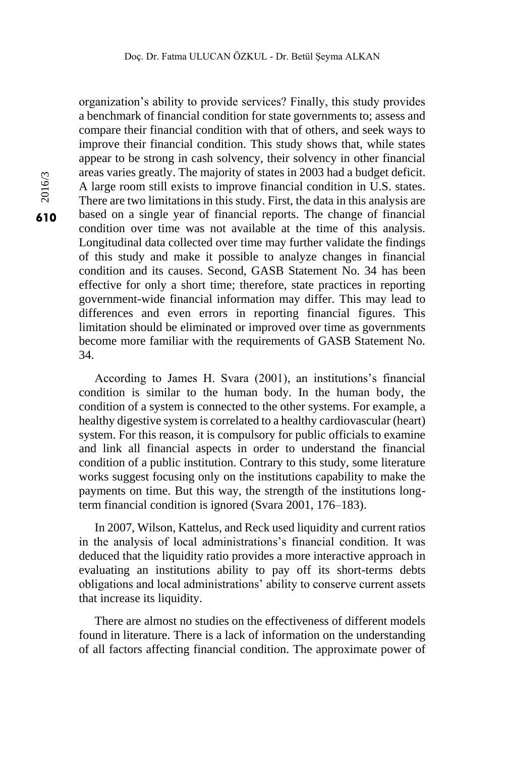organization's ability to provide services? Finally, this study provides a benchmark of financial condition for state governments to; assess and compare their financial condition with that of others, and seek ways to improve their financial condition. This study shows that, while states appear to be strong in cash solvency, their solvency in other financial areas varies greatly. The majority of states in 2003 had a budget deficit. A large room still exists to improve financial condition in U.S. states. There are two limitations in this study. First, the data in this analysis are based on a single year of financial reports. The change of financial condition over time was not available at the time of this analysis. Longitudinal data collected over time may further validate the findings of this study and make it possible to analyze changes in financial condition and its causes. Second, GASB Statement No. 34 has been effective for only a short time; therefore, state practices in reporting government-wide financial information may differ. This may lead to differences and even errors in reporting financial figures. This limitation should be eliminated or improved over time as governments become more familiar with the requirements of GASB Statement No. 34.

According to James H. Svara (2001), an institutions's financial condition is similar to the human body. In the human body, the condition of a system is connected to the other systems. For example, a healthy digestive system is correlated to a healthy cardiovascular (heart) system. For this reason, it is compulsory for public officials to examine and link all financial aspects in order to understand the financial condition of a public institution. Contrary to this study, some literature works suggest focusing only on the institutions capability to make the payments on time. But this way, the strength of the institutions long-term financial condition is ignored (Svara 2001, 176–183).

In 2007, Wilson, Kattelus, and Reck used liquidity and current ratios in the analysis of local administrations's financial condition. It was deduced that the liquidity ratio provides a more interactive approach in evaluating an institutions ability to pay off its short-terms debts obligations and local administrations' ability to conserve current assets that increase its liquidity.

There are almost no studies on the effectiveness of different models found in literature. There is a lack of information on the understanding of all factors affecting financial condition. The approximate power of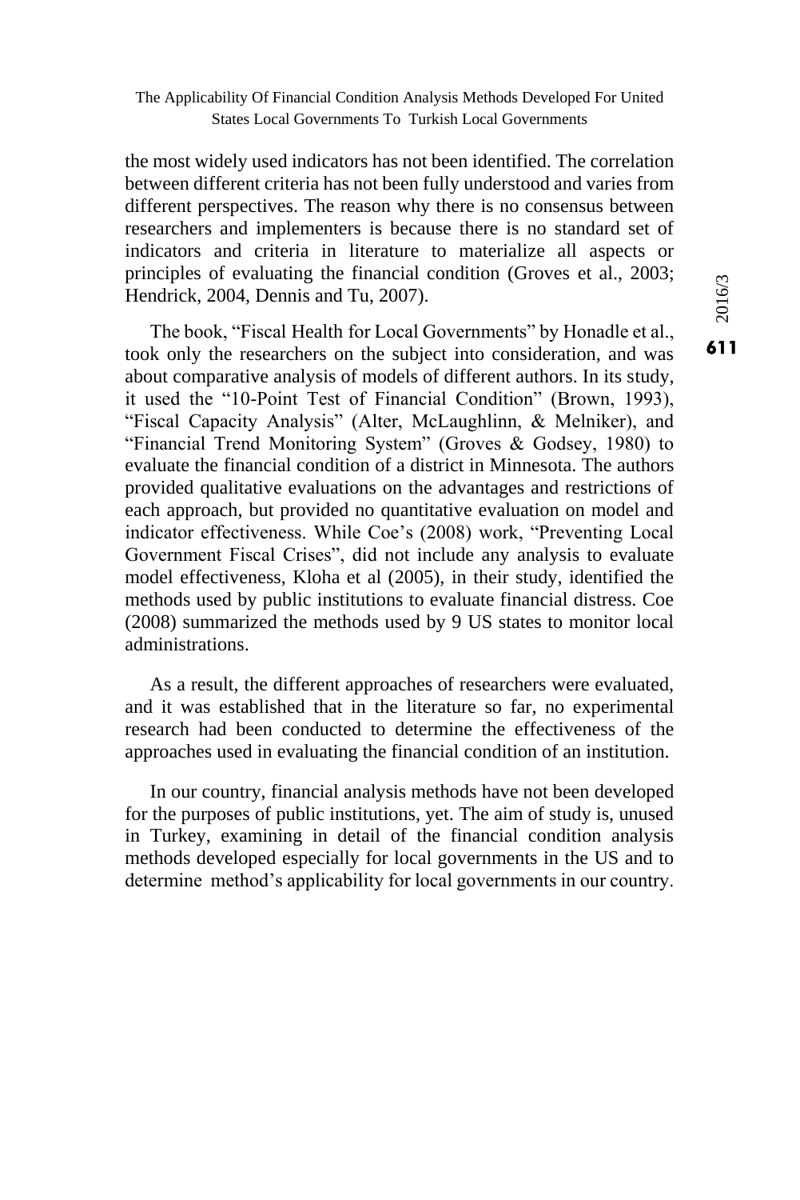the most widely used indicators has not been identified. The correlation between different criteria has not been fully understood and varies from different perspectives. The reason why there is no consensus between researchers and implementers is because there is no standard set of indicators and criteria in literature to materialize all aspects or principles of evaluating the financial condition (Groves et al., 2003; Hendrick, 2004, Dennis and Tu, 2007).

The book, "Fiscal Health for Local Governments" by Honadle et al., took only the researchers on the subject into consideration, and was about comparative analysis of models of different authors. In its study, it used the "10-Point Test of Financial Condition" (Brown, 1993), "Fiscal Capacity Analysis" (Alter, McLaughlinn, & Melniker), and "Financial Trend Monitoring System" (Groves & Godsey, 1980) to evaluate the financial condition of a district in Minnesota. The authors provided qualitative evaluations on the advantages and restrictions of each approach, but provided no quantitative evaluation on model and indicator effectiveness. While Coe's (2008) work, "Preventing Local Government Fiscal Crises", did not include any analysis to evaluate model effectiveness, Kloha et al (2005), in their study, identified the methods used by public institutions to evaluate financial distress. Coe (2008) summarized the methods used by 9 US states to monitor local administrations.

As a result, the different approaches of researchers were evaluated, and it was established that in the literature so far, no experimental research had been conducted to determine the effectiveness of the approaches used in evaluating the financial condition of an institution.

In our country, financial analysis methods have not been developed for the purposes of public institutions, yet. The aim of study is, unused in Turkey, examining in detail of the financial condition analysis methods developed especially for local governments in the US and to determine method's applicability for local governments in our country.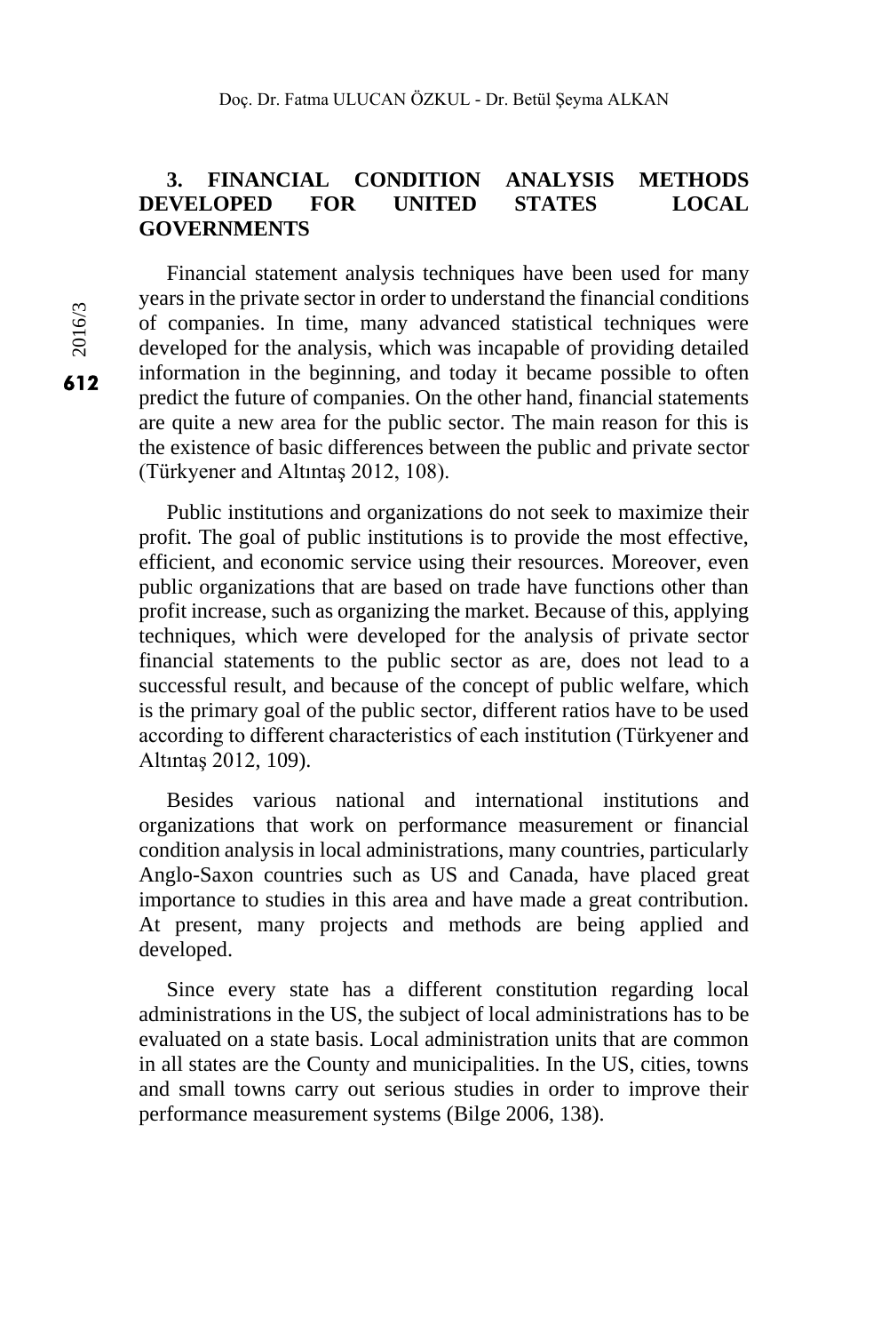## 3. FINANCIAL CONDITION ANALYSIS METHODS DEVELOPED FOR UNITED STATES LOCAL GOVERNMENTS

Financial statement analysis techniques have been used for many years in the private sector in order to understand the financial conditions of companies. In time, many advanced statistical techniques were developed for the analysis, which was incapable of providing detailed information in the beginning, and today it became possible to often predict the future of companies. On the other hand, financial statements are quite a new area for the public sector. The main reason for this is the existence of basic differences between the public and private sector (Türkyener and Altıntaş 2012, 108).

Public institutions and organizations do not seek to maximize their profit. The goal of public institutions is to provide the most effective, efficient, and economic service using their resources. Moreover, even public organizations that are based on trade have functions other than profit increase, such as organizing the market. Because of this, applying techniques, which were developed for the analysis of private sector financial statements to the public sector as are, does not lead to a successful result, and because of the concept of public welfare, which is the primary goal of the public sector, different ratios have to be used according to different characteristics of each institution (Türkyener and Altıntaş 2012, 109).

Besides various national and international institutions and organizations that work on performance measurement or financial condition analysis in local administrations, many countries, particularly Anglo-Saxon countries such as US and Canada, have placed great importance to studies in this area and have made a great contribution. At present, many projects and methods are being applied and developed.

Since every state has a different constitution regarding local administrations in the US, the subject of local administrations has to be evaluated on a state basis. Local administration units that are common in all states are the County and municipalities. In the US, cities, towns and small towns carry out serious studies in order to improve their performance measurement systems (Bilge 2006, 138).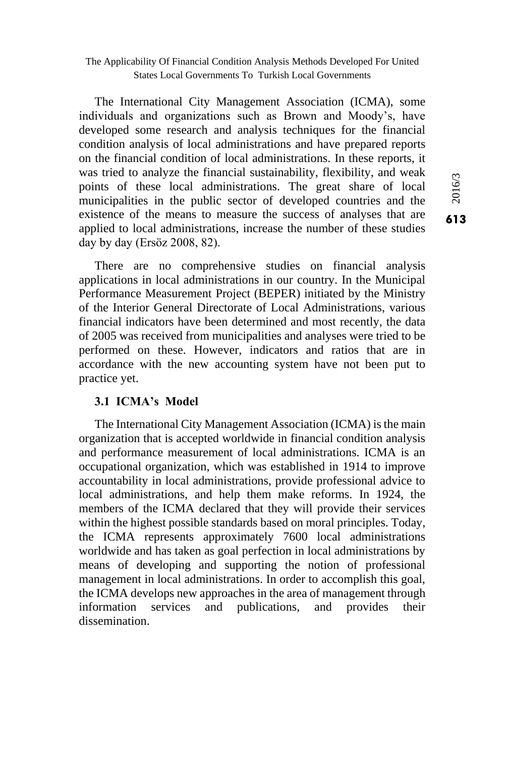The International City Management Association (ICMA), some individuals and organizations such as Brown and Moody's, have developed some research and analysis techniques for the financial condition analysis of local administrations and have prepared reports on the financial condition of local administrations. In these reports, it was tried to analyze the financial sustainability, flexibility, and weak points of these local administrations. The great share of local municipalities in the public sector of developed countries and the existence of the means to measure the success of analyses that are applied to local administrations, increase the number of these studies day by day (Ersöz 2008, 82).

There are no comprehensive studies on financial analysis applications in local administrations in our country. In the Municipal Performance Measurement Project (BEPER) initiated by the Ministry of the Interior General Directorate of Local Administrations, various financial indicators have been determined and most recently, the data of 2005 was received from municipalities and analyses were tried to be performed on these. However, indicators and ratios that are in accordance with the new accounting system have not been put to practice yet.

### 3.1 ICMA's Model

The International City Management Association (ICMA) is the main organization that is accepted worldwide in financial condition analysis and performance measurement of local administrations. ICMA is an occupational organization, which was established in 1914 to improve accountability in local administrations, provide professional advice to local administrations, and help them make reforms. In 1924, the members of the ICMA declared that they will provide their services within the highest possible standards based on moral principles. Today, the ICMA represents approximately 7600 local administrations worldwide and has taken as goal perfection in local administrations by means of developing and supporting the notion of professional management in local administrations. In order to accomplish this goal, the ICMA develops new approaches in the area of management through information services and publications, and provides their dissemination.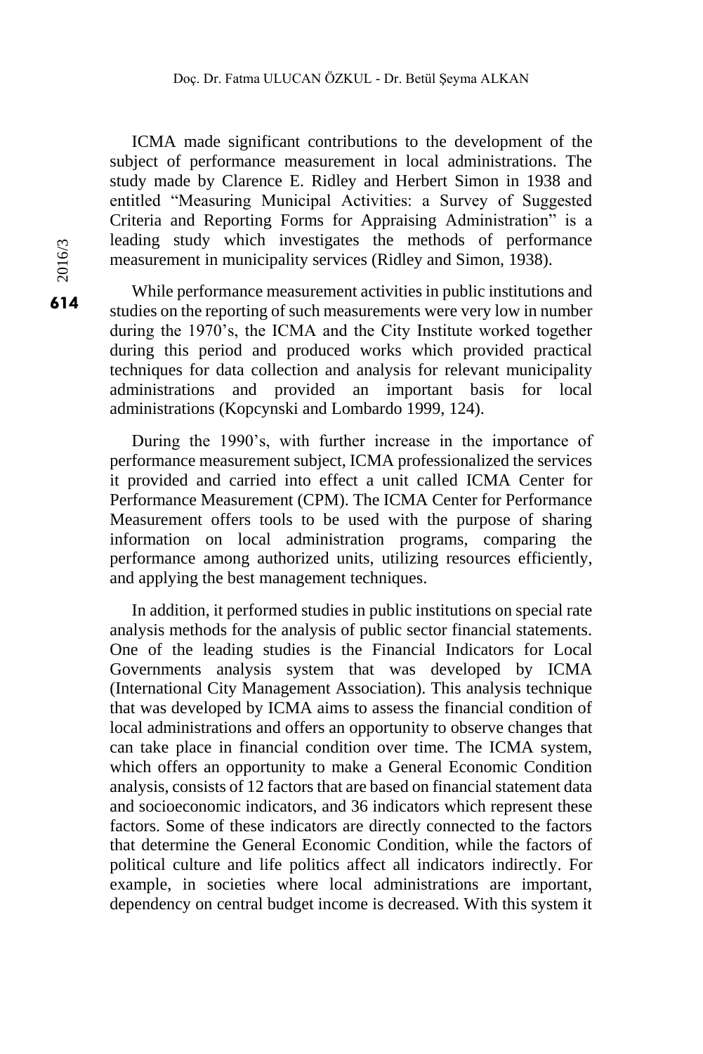ICMA made significant contributions to the development of the subject of performance measurement in local administrations. The study made by Clarence E. Ridley and Herbert Simon in 1938 and entitled "Measuring Municipal Activities: a Survey of Suggested Criteria and Reporting Forms for Appraising Administration" is a leading study which investigates the methods of performance measurement in municipality services (Ridley and Simon, 1938).

While performance measurement activities in public institutions and studies on the reporting of such measurements were very low in number during the 1970's, the ICMA and the City Institute worked together during this period and produced works which provided practical techniques for data collection and analysis for relevant municipality administrations and provided an important basis for local administrations (Kopcynski and Lombardo 1999, 124).

During the 1990's, with further increase in the importance of performance measurement subject, ICMA professionalized the services it provided and carried into effect a unit called ICMA Center for Performance Measurement (CPM). The ICMA Center for Performance Measurement offers tools to be used with the purpose of sharing information on local administration programs, comparing the performance among authorized units, utilizing resources efficiently, and applying the best management techniques.

In addition, it performed studies in public institutions on special rate analysis methods for the analysis of public sector financial statements. One of the leading studies is the Financial Indicators for Local Governments analysis system that was developed by ICMA (International City Management Association). This analysis technique that was developed by ICMA aims to assess the financial condition of local administrations and offers an opportunity to observe changes that can take place in financial condition over time. The ICMA system, which offers an opportunity to make a General Economic Condition analysis, consists of 12 factors that are based on financial statement data and socioeconomic indicators, and 36 indicators which represent these factors. Some of these indicators are directly connected to the factors that determine the General Economic Condition, while the factors of political culture and life politics affect all indicators indirectly. For example, in societies where local administrations are important, dependency on central budget income is decreased. With this system it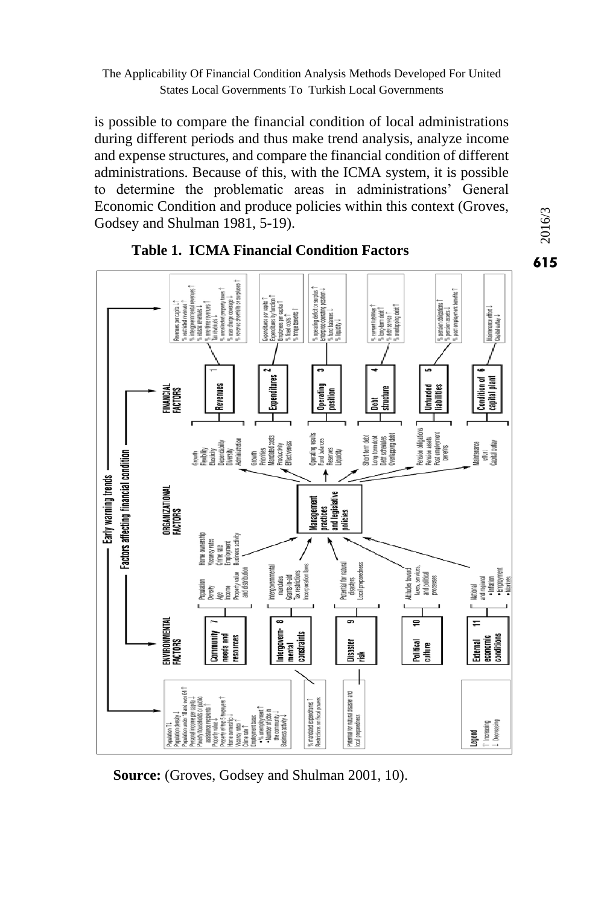is possible to compare the financial condition of local administrations during different periods and thus make trend analysis, analyze income and expense structures, and compare the financial condition of different administrations. Because of this, with the ICMA system, it is possible to determine the problematic areas in administrations' General Economic Condition and produce policies within this context (Groves, Godsey and Shulman 1981, 5-19).

**Table 1. ICMA Financial Condition Factors**

Early warning trends

Factors affecting financial condition

ENVIRONMENTAL FACTORS | ORGANIZATIONAL FACTORS | FINANCIAL FACTORS

**Environmental factors:**

- 7 Community needs and resources — Population, Density, Age, Income, Property value and distribution, Home ownership, Vacancy rates, Crime rate, Employment, Business activity
  - Population ↑↓, Population density ↓, Population under 18 and over 64 ↑, Personal income per capita ↓, Poverty households or public assistance recipients ↑, Property value ↓, Property of top 5 taxpayers ↑, Home ownership ↓, Vacancy rates ↑, Crime rate ↑, Employment base: • % unemployment ↑ • Number of jobs in the community ↓, Business activity ↓
- 8 Intergovernmental constraints — Intergovernmental mandates, Grants-in-aid, Tax restrictions, Incorporation laws
  - % mandated expenditures ↑, Restrictions on fiscal powers
- 9 Disaster risk — Potential for natural disasters, Local preparedness
  - Potential for natural disaster and local preparedness
- 10 Political culture — Attitudes toward taxes, services, and political processes
- 11 External economic conditions — National and regional • Inflation • Employment • Markets

**Organizational factors:** Management practices and legislative policies

**Financial factors:**

- 1 Revenues — Growth, Flexibility, Elasticity, Dependability, Diversity, Administration
  - Revenues per capita ↓↑, % restricted revenues ↑, % intergovernmental revenues ↑, % elastic revenues ↓, % one-time revenues ↑, Tax revenues ↓, % uncollected property taxes ↑, % user charge coverage ↓, % revenue shortfalls or surpluses ↑
- 2 Expenditures — Growth, Priorities, Mandated costs, Productivity, Effectiveness
  - Expenditures per capita ↑, Expenditures by function ↑, Employees per capita ↑, % fixed costs ↑, % fringe benefits ↑
- 3 Operating position — Operating results, Fund balances, Reserves, Liquidity
  - % operating deficit or surplus ↑, Enterprise operating position ↓, % fund balances ↓, % liquidity ↓
- 4 Debt structure — Short-term debt, Long-term debt, Debt schedules, Overlapping debt
  - % current liabilities ↑, % long-term debt ↑, % debt service ↑, % overlapping debt ↑
- 5 Unfunded liabilities — Pension obligations, Pension assets, Post employment benefits
  - % pension obligations ↑, % pension assets ↓, % post employment benefits ↑
- 6 Condition of capital plant — Maintenance effort, Capital outlay
  - Maintenance effort ↓, Capital outlay ↓

Legend: ↑ Increasing, ↓ Decreasing

**Source:** (Groves, Godsey and Shulman 2001, 10).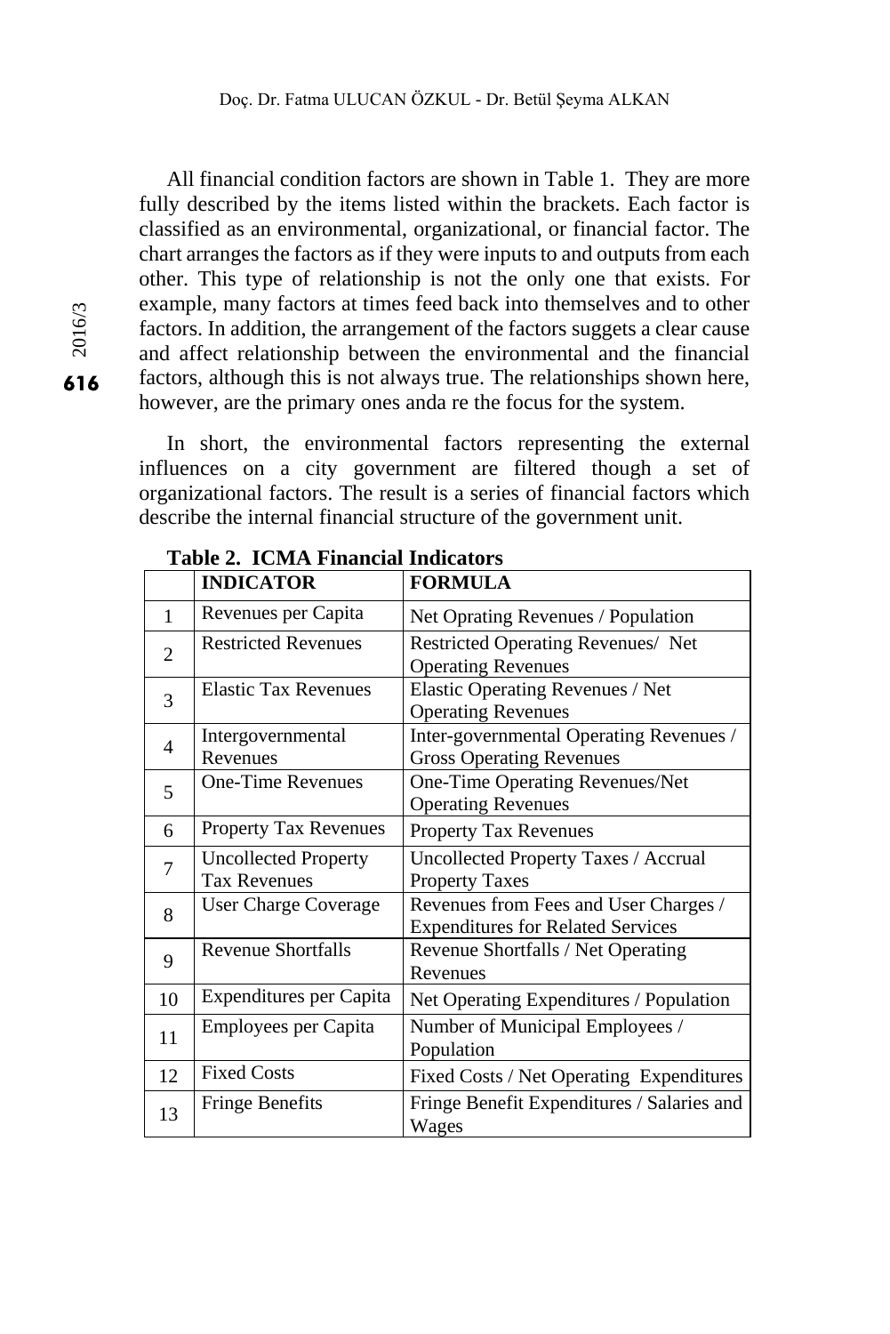All financial condition factors are shown in Table 1. They are more fully described by the items listed within the brackets. Each factor is classified as an environmental, organizational, or financial factor. The chart arranges the factors as if they were inputs to and outputs from each other. This type of relationship is not the only one that exists. For example, many factors at times feed back into themselves and to other factors. In addition, the arrangement of the factors suggets a clear cause and affect relationship between the environmental and the financial factors, although this is not always true. The relationships shown here, however, are the primary ones anda re the focus for the system.

In short, the environmental factors representing the external influences on a city government are filtered though a set of organizational factors. The result is a series of financial factors which describe the internal financial structure of the government unit.

**Table 2. ICMA Financial Indicators**

| | **INDICATOR** | **FORMULA** |
|---|---|---|
| 1 | Revenues per Capita | Net Oprating Revenues / Population |
| 2 | Restricted Revenues | Restricted Operating Revenues/ Net Operating Revenues |
| 3 | Elastic Tax Revenues | Elastic Operating Revenues / Net Operating Revenues |
| 4 | Intergovernmental Revenues | Inter-governmental Operating Revenues / Gross Operating Revenues |
| 5 | One-Time Revenues | One-Time Operating Revenues/Net Operating Revenues |
| 6 | Property Tax Revenues | Property Tax Revenues |
| 7 | Uncollected Property Tax Revenues | Uncollected Property Taxes / Accrual Property Taxes |
| 8 | User Charge Coverage | Revenues from Fees and User Charges / Expenditures for Related Services |
| 9 | Revenue Shortfalls | Revenue Shortfalls / Net Operating Revenues |
| 10 | Expenditures per Capita | Net Operating Expenditures / Population |
| 11 | Employees per Capita | Number of Municipal Employees / Population |
| 12 | Fixed Costs | Fixed Costs / Net Operating Expenditures |
| 13 | Fringe Benefits | Fringe Benefit Expenditures / Salaries and Wages |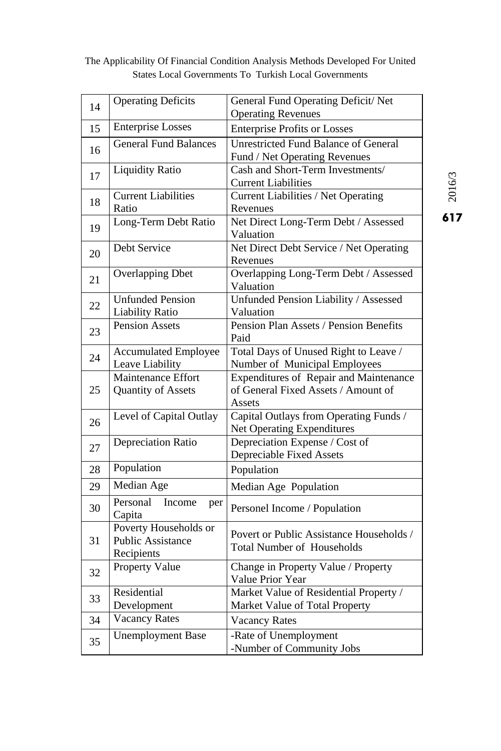| 14 | Operating Deficits | General Fund Operating Deficit/ Net Operating Revenues |
|---|---|---|
| 15 | Enterprise Losses | Enterprise Profits or Losses |
| 16 | General Fund Balances | Unrestricted Fund Balance of General Fund / Net Operating Revenues |
| 17 | Liquidity Ratio | Cash and Short-Term Investments/ Current Liabilities |
| 18 | Current Liabilities Ratio | Current Liabilities / Net Operating Revenues |
| 19 | Long-Term Debt Ratio | Net Direct Long-Term Debt / Assessed Valuation |
| 20 | Debt Service | Net Direct Debt Service / Net Operating Revenues |
| 21 | Overlapping Dbet | Overlapping Long-Term Debt / Assessed Valuation |
| 22 | Unfunded Pension Liability Ratio | Unfunded Pension Liability / Assessed Valuation |
| 23 | Pension Assets | Pension Plan Assets / Pension Benefits Paid |
| 24 | Accumulated Employee Leave Liability | Total Days of Unused Right to Leave / Number of Municipal Employees |
| 25 | Maintenance Effort Quantity of Assets | Expenditures of Repair and Maintenance of General Fixed Assets / Amount of Assets |
| 26 | Level of Capital Outlay | Capital Outlays from Operating Funds / Net Operating Expenditures |
| 27 | Depreciation Ratio | Depreciation Expense / Cost of Depreciable Fixed Assets |
| 28 | Population | Population |
| 29 | Median Age | Median Age Population |
| 30 | Personal Income per Capita | Personel Income / Population |
| 31 | Poverty Households or Public Assistance Recipients | Povert or Public Assistance Households / Total Number of Households |
| 32 | Property Value | Change in Property Value / Property Value Prior Year |
| 33 | Residential Development | Market Value of Residential Property / Market Value of Total Property |
| 34 | Vacancy Rates | Vacancy Rates |
| 35 | Unemployment Base | -Rate of Unemployment<br>-Number of Community Jobs |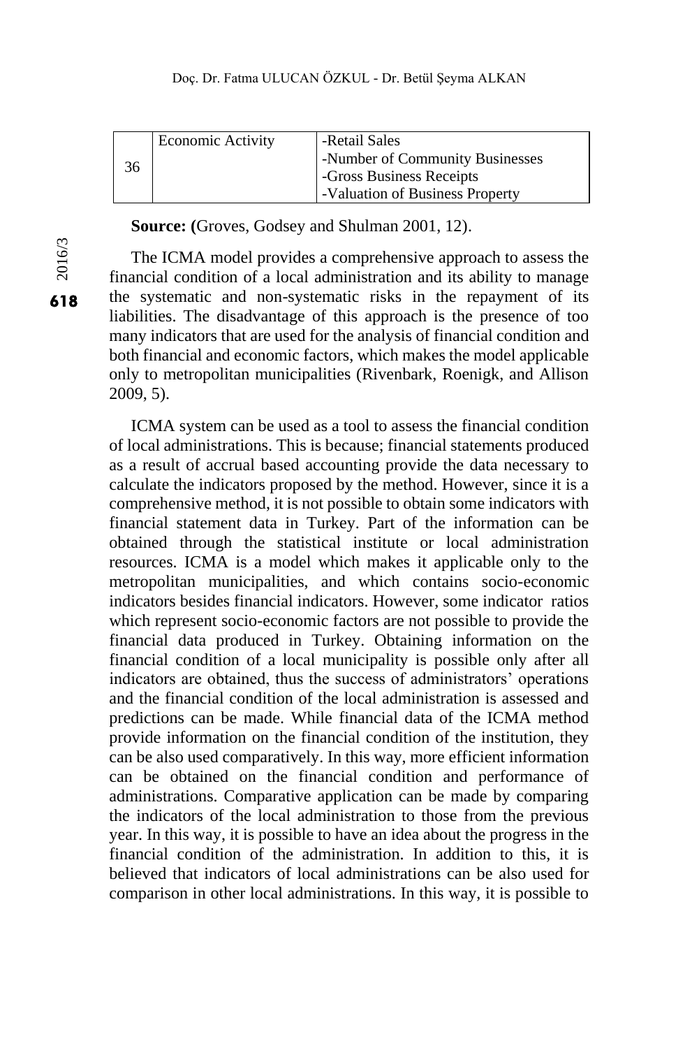| | | |
|---|---|---|
| 36 | Economic Activity | -Retail Sales<br>-Number of Community Businesses<br>-Gross Business Receipts<br>-Valuation of Business Property |

**Source: (**Groves, Godsey and Shulman 2001, 12).

The ICMA model provides a comprehensive approach to assess the financial condition of a local administration and its ability to manage the systematic and non-systematic risks in the repayment of its liabilities. The disadvantage of this approach is the presence of too many indicators that are used for the analysis of financial condition and both financial and economic factors, which makes the model applicable only to metropolitan municipalities (Rivenbark, Roenigk, and Allison 2009, 5).

ICMA system can be used as a tool to assess the financial condition of local administrations. This is because; financial statements produced as a result of accrual based accounting provide the data necessary to calculate the indicators proposed by the method. However, since it is a comprehensive method, it is not possible to obtain some indicators with financial statement data in Turkey. Part of the information can be obtained through the statistical institute or local administration resources. ICMA is a model which makes it applicable only to the metropolitan municipalities, and which contains socio-economic indicators besides financial indicators. However, some indicator ratios which represent socio-economic factors are not possible to provide the financial data produced in Turkey. Obtaining information on the financial condition of a local municipality is possible only after all indicators are obtained, thus the success of administrators' operations and the financial condition of the local administration is assessed and predictions can be made. While financial data of the ICMA method provide information on the financial condition of the institution, they can be also used comparatively. In this way, more efficient information can be obtained on the financial condition and performance of administrations. Comparative application can be made by comparing the indicators of the local administration to those from the previous year. In this way, it is possible to have an idea about the progress in the financial condition of the administration. In addition to this, it is believed that indicators of local administrations can be also used for comparison in other local administrations. In this way, it is possible to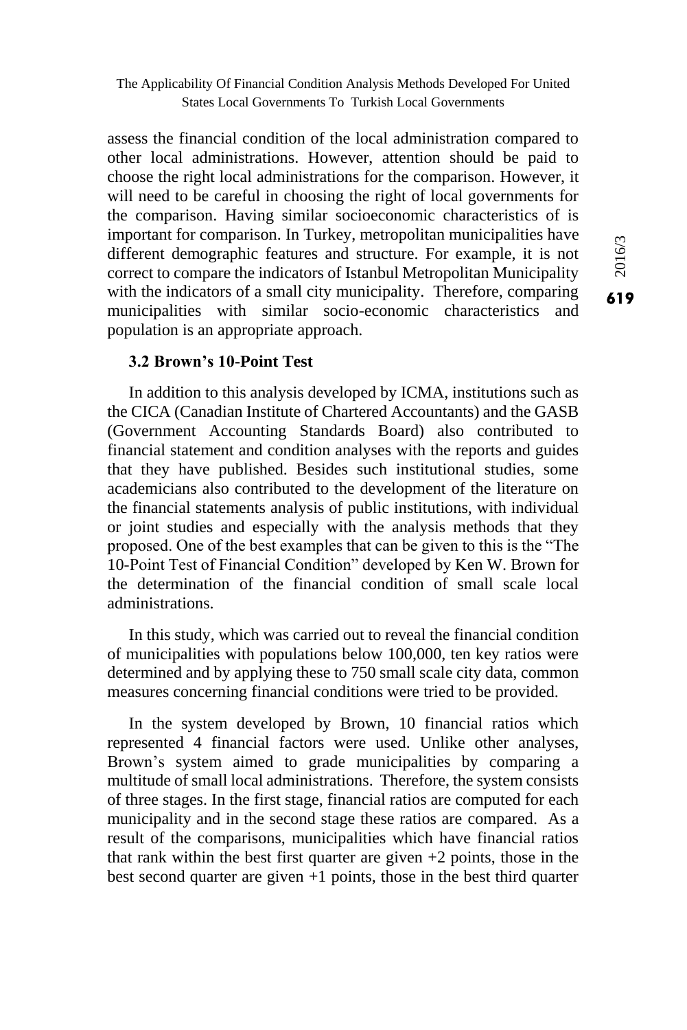assess the financial condition of the local administration compared to other local administrations. However, attention should be paid to choose the right local administrations for the comparison. However, it will need to be careful in choosing the right of local governments for the comparison. Having similar socioeconomic characteristics of is important for comparison. In Turkey, metropolitan municipalities have different demographic features and structure. For example, it is not correct to compare the indicators of Istanbul Metropolitan Municipality with the indicators of a small city municipality. Therefore, comparing municipalities with similar socio-economic characteristics and population is an appropriate approach.

### 3.2 Brown's 10-Point Test

In addition to this analysis developed by ICMA, institutions such as the CICA (Canadian Institute of Chartered Accountants) and the GASB (Government Accounting Standards Board) also contributed to financial statement and condition analyses with the reports and guides that they have published. Besides such institutional studies, some academicians also contributed to the development of the literature on the financial statements analysis of public institutions, with individual or joint studies and especially with the analysis methods that they proposed. One of the best examples that can be given to this is the "The 10-Point Test of Financial Condition" developed by Ken W. Brown for the determination of the financial condition of small scale local administrations.

In this study, which was carried out to reveal the financial condition of municipalities with populations below 100,000, ten key ratios were determined and by applying these to 750 small scale city data, common measures concerning financial conditions were tried to be provided.

In the system developed by Brown, 10 financial ratios which represented 4 financial factors were used. Unlike other analyses, Brown's system aimed to grade municipalities by comparing a multitude of small local administrations. Therefore, the system consists of three stages. In the first stage, financial ratios are computed for each municipality and in the second stage these ratios are compared. As a result of the comparisons, municipalities which have financial ratios that rank within the best first quarter are given +2 points, those in the best second quarter are given +1 points, those in the best third quarter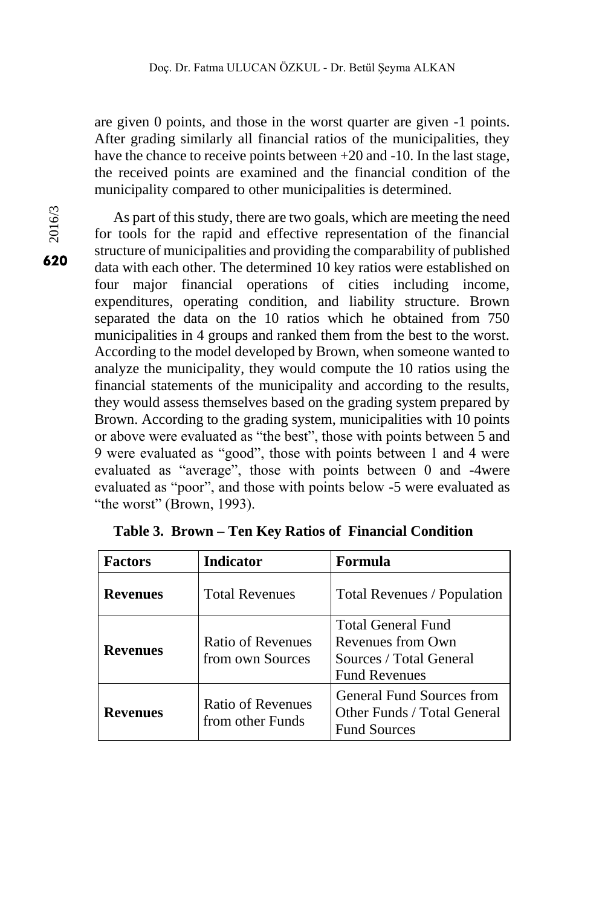are given 0 points, and those in the worst quarter are given -1 points. After grading similarly all financial ratios of the municipalities, they have the chance to receive points between +20 and -10. In the last stage, the received points are examined and the financial condition of the municipality compared to other municipalities is determined.

As part of this study, there are two goals, which are meeting the need for tools for the rapid and effective representation of the financial structure of municipalities and providing the comparability of published data with each other. The determined 10 key ratios were established on four major financial operations of cities including income, expenditures, operating condition, and liability structure. Brown separated the data on the 10 ratios which he obtained from 750 municipalities in 4 groups and ranked them from the best to the worst. According to the model developed by Brown, when someone wanted to analyze the municipality, they would compute the 10 ratios using the financial statements of the municipality and according to the results, they would assess themselves based on the grading system prepared by Brown. According to the grading system, municipalities with 10 points or above were evaluated as “the best”, those with points between 5 and 9 were evaluated as “good”, those with points between 1 and 4 were evaluated as “average”, those with points between 0 and -4were evaluated as “poor”, and those with points below -5 were evaluated as “the worst” (Brown, 1993).

**Table 3. Brown – Ten Key Ratios of Financial Condition**

| Factors | Indicator | Formula |
|---|---|---|
| **Revenues** | Total Revenues | Total Revenues / Population |
| **Revenues** | Ratio of Revenues from own Sources | Total General Fund Revenues from Own Sources / Total General Fund Revenues |
| **Revenues** | Ratio of Revenues from other Funds | General Fund Sources from Other Funds / Total General Fund Sources |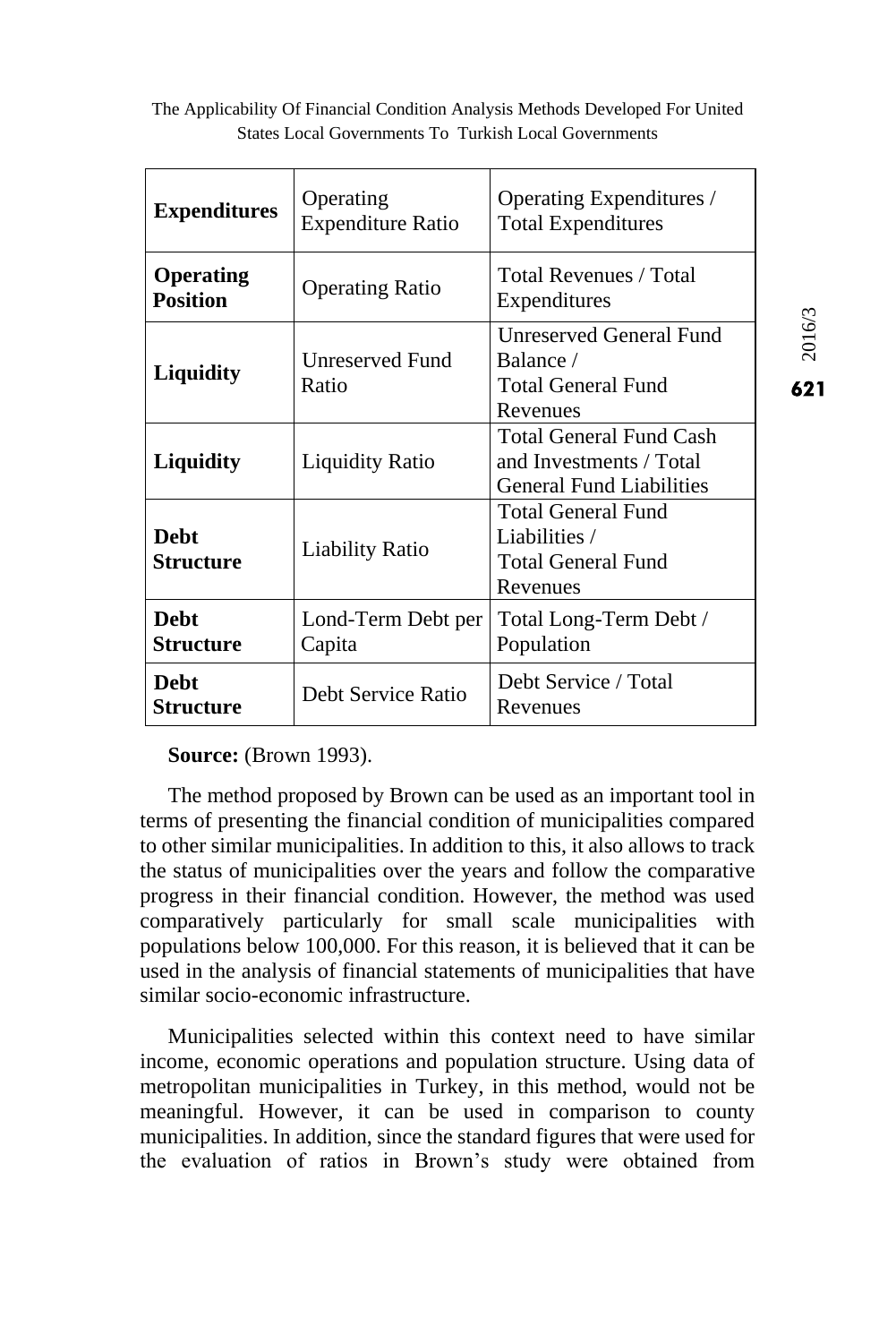| **Expenditures** | Operating Expenditure Ratio | Operating Expenditures / Total Expenditures |
|---|---|---|
| **Operating Position** | Operating Ratio | Total Revenues / Total Expenditures |
| **Liquidity** | Unreserved Fund Ratio | Unreserved General Fund Balance / Total General Fund Revenues |
| **Liquidity** | Liquidity Ratio | Total General Fund Cash and Investments / Total General Fund Liabilities |
| **Debt Structure** | Liability Ratio | Total General Fund Liabilities / Total General Fund Revenues |
| **Debt Structure** | Lond-Term Debt per Capita | Total Long-Term Debt / Population |
| **Debt Structure** | Debt Service Ratio | Debt Service / Total Revenues |

**Source:** (Brown 1993).

The method proposed by Brown can be used as an important tool in terms of presenting the financial condition of municipalities compared to other similar municipalities. In addition to this, it also allows to track the status of municipalities over the years and follow the comparative progress in their financial condition. However, the method was used comparatively particularly for small scale municipalities with populations below 100,000. For this reason, it is believed that it can be used in the analysis of financial statements of municipalities that have similar socio-economic infrastructure.

Municipalities selected within this context need to have similar income, economic operations and population structure. Using data of metropolitan municipalities in Turkey, in this method, would not be meaningful. However, it can be used in comparison to county municipalities. In addition, since the standard figures that were used for the evaluation of ratios in Brown's study were obtained from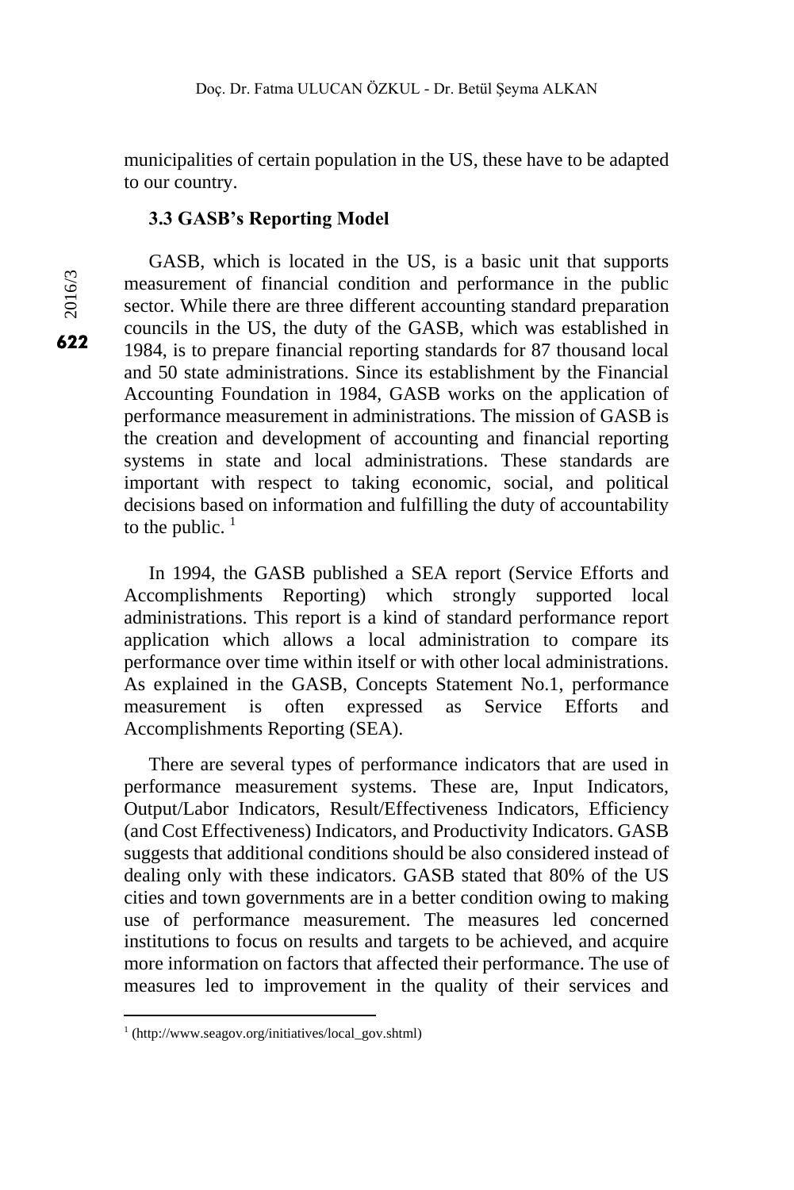municipalities of certain population in the US, these have to be adapted to our country.

### 3.3 GASB's Reporting Model

GASB, which is located in the US, is a basic unit that supports measurement of financial condition and performance in the public sector. While there are three different accounting standard preparation councils in the US, the duty of the GASB, which was established in 1984, is to prepare financial reporting standards for 87 thousand local and 50 state administrations. Since its establishment by the Financial Accounting Foundation in 1984, GASB works on the application of performance measurement in administrations. The mission of GASB is the creation and development of accounting and financial reporting systems in state and local administrations. These standards are important with respect to taking economic, social, and political decisions based on information and fulfilling the duty of accountability to the public. [1]

In 1994, the GASB published a SEA report (Service Efforts and Accomplishments Reporting) which strongly supported local administrations. This report is a kind of standard performance report application which allows a local administration to compare its performance over time within itself or with other local administrations. As explained in the GASB, Concepts Statement No.1, performance measurement is often expressed as Service Efforts and Accomplishments Reporting (SEA).

There are several types of performance indicators that are used in performance measurement systems. These are, Input Indicators, Output/Labor Indicators, Result/Effectiveness Indicators, Efficiency (and Cost Effectiveness) Indicators, and Productivity Indicators. GASB suggests that additional conditions should be also considered instead of dealing only with these indicators. GASB stated that 80% of the US cities and town governments are in a better condition owing to making use of performance measurement. The measures led concerned institutions to focus on results and targets to be achieved, and acquire more information on factors that affected their performance. The use of measures led to improvement in the quality of their services and

---

[1] (http://www.seagov.org/initiatives/local_gov.shtml)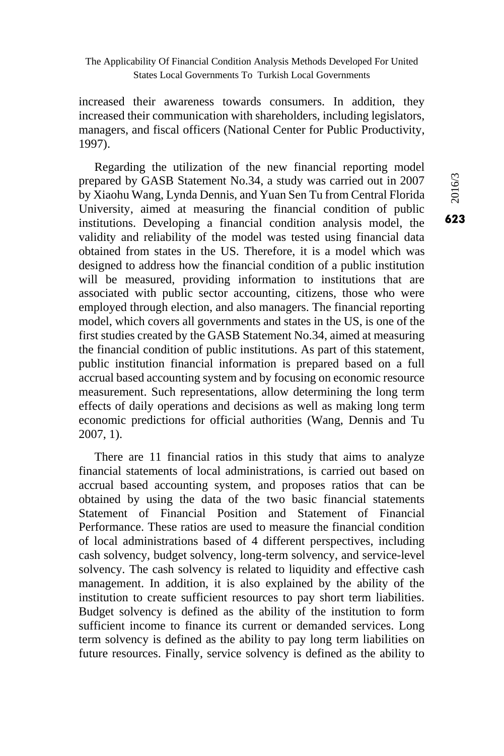increased their awareness towards consumers. In addition, they increased their communication with shareholders, including legislators, managers, and fiscal officers (National Center for Public Productivity, 1997).

Regarding the utilization of the new financial reporting model prepared by GASB Statement No.34, a study was carried out in 2007 by Xiaohu Wang, Lynda Dennis, and Yuan Sen Tu from Central Florida University, aimed at measuring the financial condition of public institutions. Developing a financial condition analysis model, the validity and reliability of the model was tested using financial data obtained from states in the US. Therefore, it is a model which was designed to address how the financial condition of a public institution will be measured, providing information to institutions that are associated with public sector accounting, citizens, those who were employed through election, and also managers. The financial reporting model, which covers all governments and states in the US, is one of the first studies created by the GASB Statement No.34, aimed at measuring the financial condition of public institutions. As part of this statement, public institution financial information is prepared based on a full accrual based accounting system and by focusing on economic resource measurement. Such representations, allow determining the long term effects of daily operations and decisions as well as making long term economic predictions for official authorities (Wang, Dennis and Tu 2007, 1).

There are 11 financial ratios in this study that aims to analyze financial statements of local administrations, is carried out based on accrual based accounting system, and proposes ratios that can be obtained by using the data of the two basic financial statements Statement of Financial Position and Statement of Financial Performance. These ratios are used to measure the financial condition of local administrations based of 4 different perspectives, including cash solvency, budget solvency, long-term solvency, and service-level solvency. The cash solvency is related to liquidity and effective cash management. In addition, it is also explained by the ability of the institution to create sufficient resources to pay short term liabilities. Budget solvency is defined as the ability of the institution to form sufficient income to finance its current or demanded services. Long term solvency is defined as the ability to pay long term liabilities on future resources. Finally, service solvency is defined as the ability to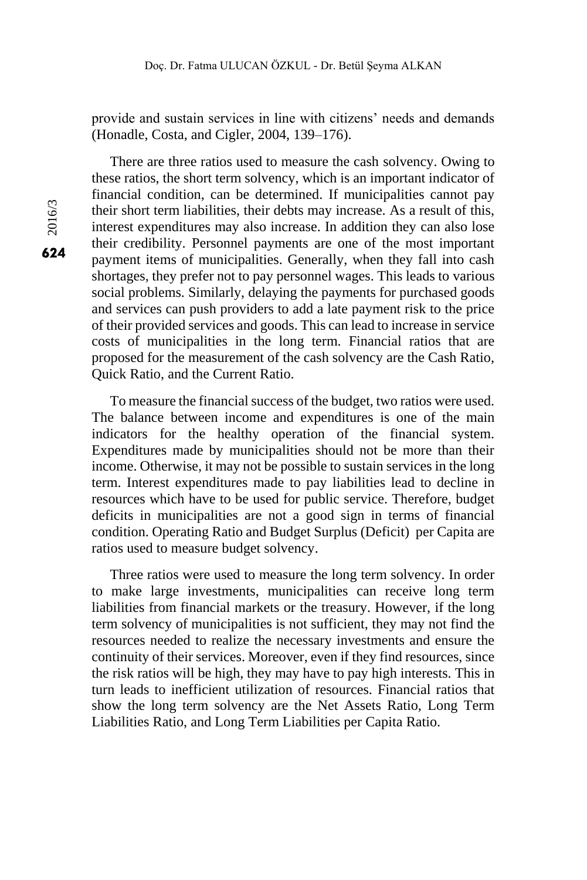provide and sustain services in line with citizens' needs and demands (Honadle, Costa, and Cigler, 2004, 139–176).

There are three ratios used to measure the cash solvency. Owing to these ratios, the short term solvency, which is an important indicator of financial condition, can be determined. If municipalities cannot pay their short term liabilities, their debts may increase. As a result of this, interest expenditures may also increase. In addition they can also lose their credibility. Personnel payments are one of the most important payment items of municipalities. Generally, when they fall into cash shortages, they prefer not to pay personnel wages. This leads to various social problems. Similarly, delaying the payments for purchased goods and services can push providers to add a late payment risk to the price of their provided services and goods. This can lead to increase in service costs of municipalities in the long term. Financial ratios that are proposed for the measurement of the cash solvency are the Cash Ratio, Quick Ratio, and the Current Ratio.

To measure the financial success of the budget, two ratios were used. The balance between income and expenditures is one of the main indicators for the healthy operation of the financial system. Expenditures made by municipalities should not be more than their income. Otherwise, it may not be possible to sustain services in the long term. Interest expenditures made to pay liabilities lead to decline in resources which have to be used for public service. Therefore, budget deficits in municipalities are not a good sign in terms of financial condition. Operating Ratio and Budget Surplus (Deficit) per Capita are ratios used to measure budget solvency.

Three ratios were used to measure the long term solvency. In order to make large investments, municipalities can receive long term liabilities from financial markets or the treasury. However, if the long term solvency of municipalities is not sufficient, they may not find the resources needed to realize the necessary investments and ensure the continuity of their services. Moreover, even if they find resources, since the risk ratios will be high, they may have to pay high interests. This in turn leads to inefficient utilization of resources. Financial ratios that show the long term solvency are the Net Assets Ratio, Long Term Liabilities Ratio, and Long Term Liabilities per Capita Ratio.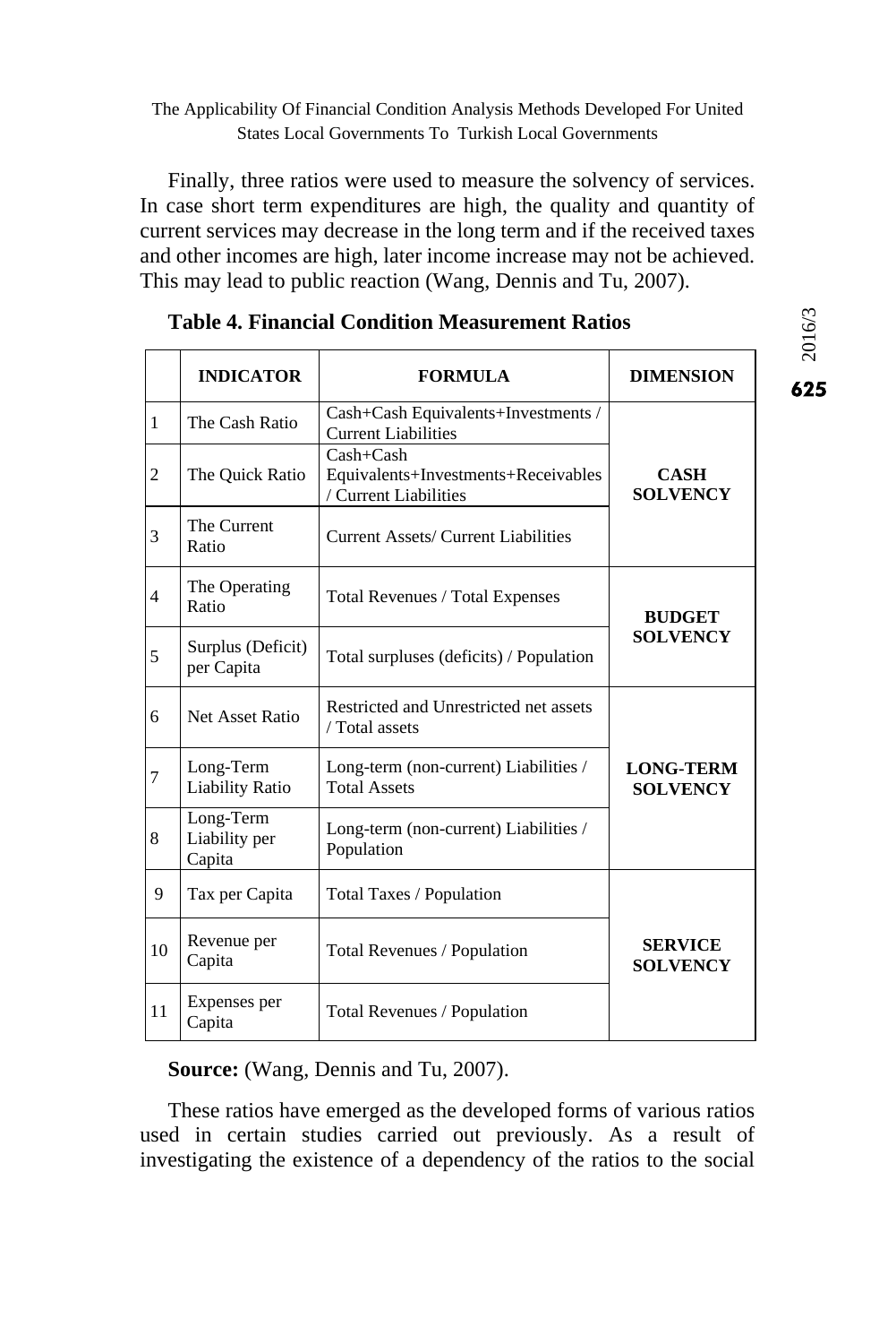Finally, three ratios were used to measure the solvency of services. In case short term expenditures are high, the quality and quantity of current services may decrease in the long term and if the received taxes and other incomes are high, later income increase may not be achieved. This may lead to public reaction (Wang, Dennis and Tu, 2007).

**Table 4. Financial Condition Measurement Ratios**

| | **INDICATOR** | **FORMULA** | **DIMENSION** |
|---|---|---|---|
| 1 | The Cash Ratio | Cash+Cash Equivalents+Investments / Current Liabilities | **CASH SOLVENCY** |
| 2 | The Quick Ratio | Cash+Cash Equivalents+Investments+Receivables / Current Liabilities | |
| 3 | The Current Ratio | Current Assets/ Current Liabilities | |
| 4 | The Operating Ratio | Total Revenues / Total Expenses | **BUDGET SOLVENCY** |
| 5 | Surplus (Deficit) per Capita | Total surpluses (deficits) / Population | |
| 6 | Net Asset Ratio | Restricted and Unrestricted net assets / Total assets | **LONG-TERM SOLVENCY** |
| 7 | Long-Term Liability Ratio | Long-term (non-current) Liabilities / Total Assets | |
| 8 | Long-Term Liability per Capita | Long-term (non-current) Liabilities / Population | |
| 9 | Tax per Capita | Total Taxes / Population | **SERVICE SOLVENCY** |
| 10 | Revenue per Capita | Total Revenues / Population | |
| 11 | Expenses per Capita | Total Revenues / Population | |

**Source:** (Wang, Dennis and Tu, 2007).

These ratios have emerged as the developed forms of various ratios used in certain studies carried out previously. As a result of investigating the existence of a dependency of the ratios to the social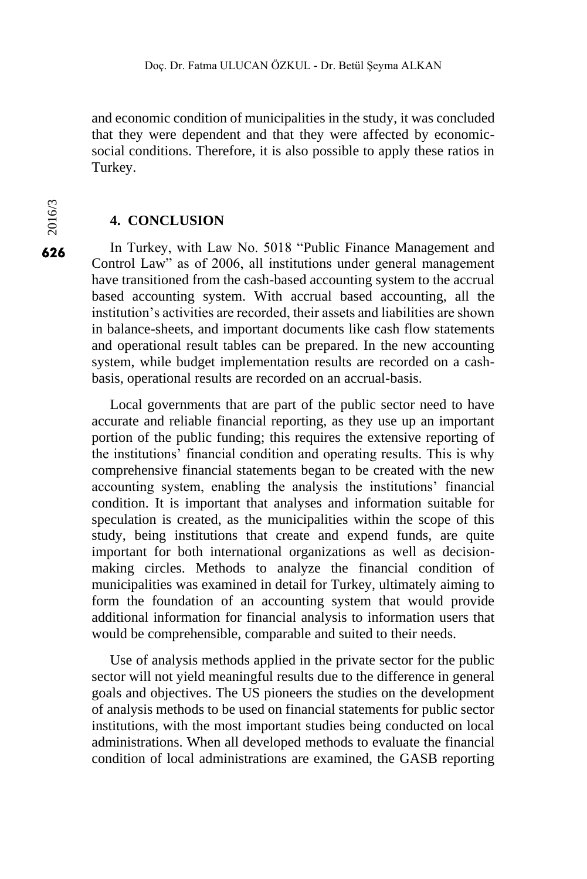and economic condition of municipalities in the study, it was concluded that they were dependent and that they were affected by economic-social conditions. Therefore, it is also possible to apply these ratios in Turkey.

## 4. CONCLUSION

In Turkey, with Law No. 5018 "Public Finance Management and Control Law" as of 2006, all institutions under general management have transitioned from the cash-based accounting system to the accrual based accounting system. With accrual based accounting, all the institution's activities are recorded, their assets and liabilities are shown in balance-sheets, and important documents like cash flow statements and operational result tables can be prepared. In the new accounting system, while budget implementation results are recorded on a cash-basis, operational results are recorded on an accrual-basis.

Local governments that are part of the public sector need to have accurate and reliable financial reporting, as they use up an important portion of the public funding; this requires the extensive reporting of the institutions' financial condition and operating results. This is why comprehensive financial statements began to be created with the new accounting system, enabling the analysis the institutions' financial condition. It is important that analyses and information suitable for speculation is created, as the municipalities within the scope of this study, being institutions that create and expend funds, are quite important for both international organizations as well as decision-making circles. Methods to analyze the financial condition of municipalities was examined in detail for Turkey, ultimately aiming to form the foundation of an accounting system that would provide additional information for financial analysis to information users that would be comprehensible, comparable and suited to their needs.

Use of analysis methods applied in the private sector for the public sector will not yield meaningful results due to the difference in general goals and objectives. The US pioneers the studies on the development of analysis methods to be used on financial statements for public sector institutions, with the most important studies being conducted on local administrations. When all developed methods to evaluate the financial condition of local administrations are examined, the GASB reporting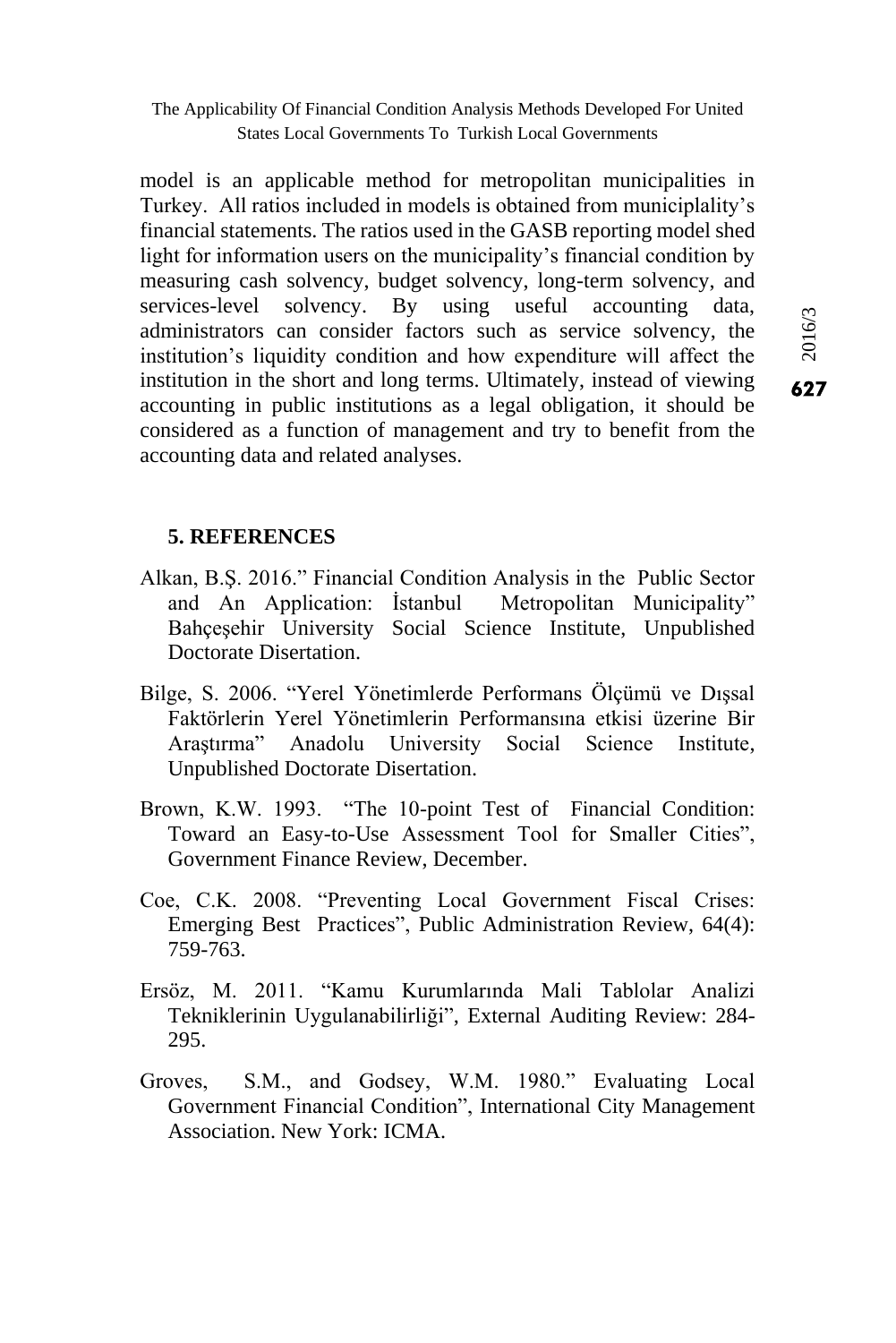model is an applicable method for metropolitan municipalities in Turkey. All ratios included in models is obtained from municiplality's financial statements. The ratios used in the GASB reporting model shed light for information users on the municipality's financial condition by measuring cash solvency, budget solvency, long-term solvency, and services-level solvency. By using useful accounting data, administrators can consider factors such as service solvency, the institution's liquidity condition and how expenditure will affect the institution in the short and long terms. Ultimately, instead of viewing accounting in public institutions as a legal obligation, it should be considered as a function of management and try to benefit from the accounting data and related analyses.

## 5. REFERENCES

Alkan, B.Ş. 2016." Financial Condition Analysis in the Public Sector and An Application: İstanbul Metropolitan Municipality" Bahçeşehir University Social Science Institute, Unpublished Doctorate Disertation.

Bilge, S. 2006. "Yerel Yönetimlerde Performans Ölçümü ve Dışsal Faktörlerin Yerel Yönetimlerin Performansına etkisi üzerine Bir Araştırma" Anadolu University Social Science Institute, Unpublished Doctorate Disertation.

Brown, K.W. 1993. "The 10-point Test of Financial Condition: Toward an Easy-to-Use Assessment Tool for Smaller Cities", Government Finance Review, December.

Coe, C.K. 2008. "Preventing Local Government Fiscal Crises: Emerging Best Practices", Public Administration Review, 64(4): 759-763.

Ersöz, M. 2011. "Kamu Kurumlarında Mali Tablolar Analizi Tekniklerinin Uygulanabilirliği", External Auditing Review: 284-295.

Groves, S.M., and Godsey, W.M. 1980." Evaluating Local Government Financial Condition", International City Management Association. New York: ICMA.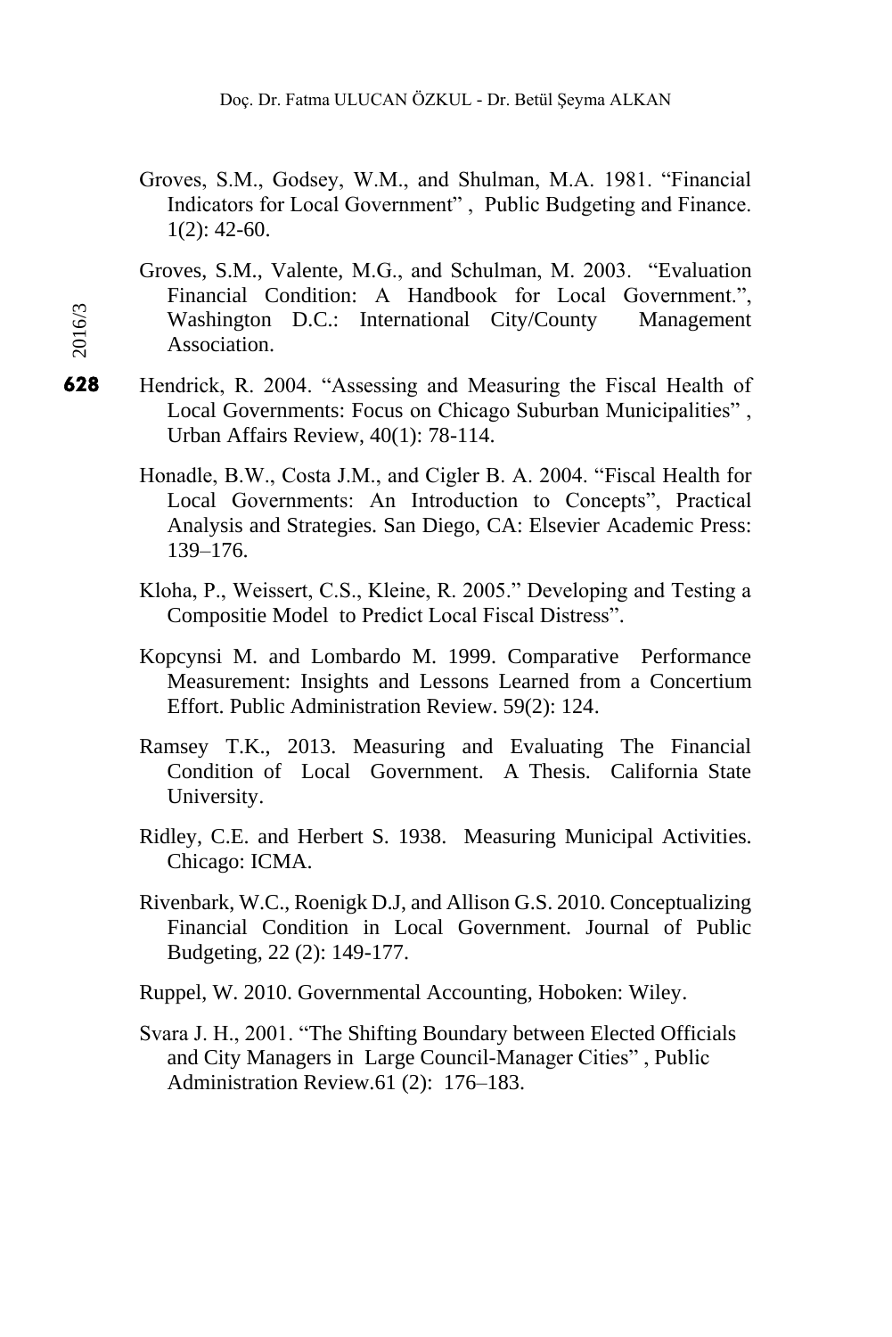Groves, S.M., Godsey, W.M., and Shulman, M.A. 1981. "Financial Indicators for Local Government" , Public Budgeting and Finance. 1(2): 42-60.

Groves, S.M., Valente, M.G., and Schulman, M. 2003. "Evaluation Financial Condition: A Handbook for Local Government.", Washington D.C.: International City/County Management Association.

Hendrick, R. 2004. "Assessing and Measuring the Fiscal Health of Local Governments: Focus on Chicago Suburban Municipalities" , Urban Affairs Review, 40(1): 78-114.

Honadle, B.W., Costa J.M., and Cigler B. A. 2004. "Fiscal Health for Local Governments: An Introduction to Concepts", Practical Analysis and Strategies. San Diego, CA: Elsevier Academic Press: 139–176.

Kloha, P., Weissert, C.S., Kleine, R. 2005." Developing and Testing a Compositie Model to Predict Local Fiscal Distress".

Kopcynsi M. and Lombardo M. 1999. Comparative Performance Measurement: Insights and Lessons Learned from a Concertium Effort. Public Administration Review. 59(2): 124.

Ramsey T.K., 2013. Measuring and Evaluating The Financial Condition of Local Government. A Thesis. California State University.

Ridley, C.E. and Herbert S. 1938. Measuring Municipal Activities. Chicago: ICMA.

Rivenbark, W.C., Roenigk D.J, and Allison G.S. 2010. Conceptualizing Financial Condition in Local Government. Journal of Public Budgeting, 22 (2): 149-177.

Ruppel, W. 2010. Governmental Accounting, Hoboken: Wiley.

Svara J. H., 2001. "The Shifting Boundary between Elected Officials and City Managers in Large Council-Manager Cities" , Public Administration Review.61 (2): 176–183.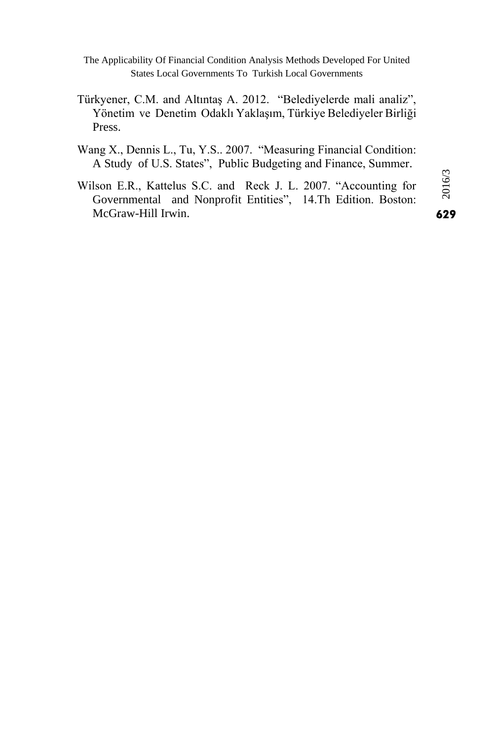Türkyener, C.M. and Altıntaş A. 2012. "Belediyelerde mali analiz", Yönetim ve Denetim Odaklı Yaklaşım, Türkiye Belediyeler Birliği Press.

Wang X., Dennis L., Tu, Y.S.. 2007. "Measuring Financial Condition: A Study of U.S. States", Public Budgeting and Finance, Summer.

Wilson E.R., Kattelus S.C. and Reck J. L. 2007. "Accounting for Governmental and Nonprofit Entities", 14.Th Edition. Boston: McGraw-Hill Irwin.